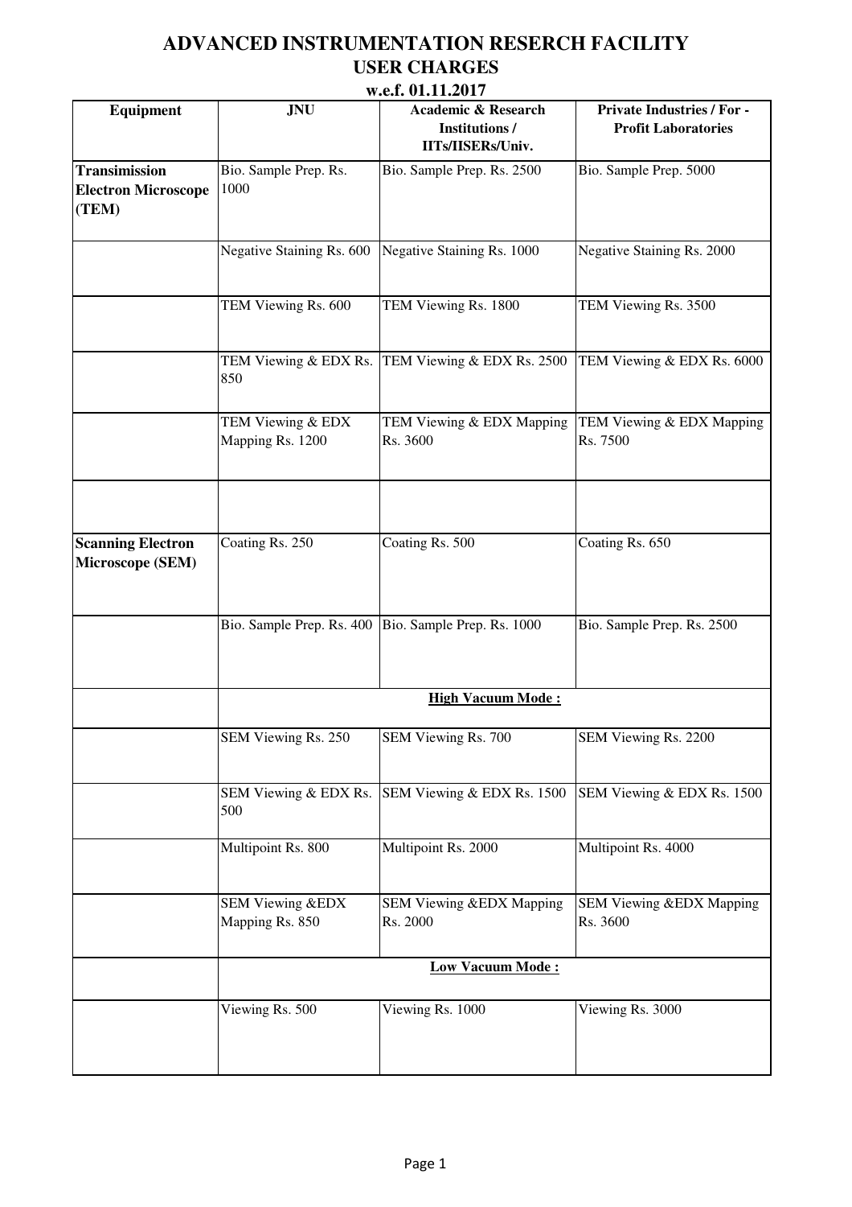# ADVANCED INSTRUMENTATION RESERCH FACILITY

## USER CHARGES

### w.e.f. 01.11.2017

| Equipment | JNU | Academic & Research Institutions / IITs/IISERs/Univ. | Private Industries / For - Profit Laboratories |
|---|---|---|---|
| **Transimission Electron Microscope (TEM)** | Bio. Sample Prep. Rs. 1000 | Bio. Sample Prep. Rs. 2500 | Bio. Sample Prep. 5000 |
| | Negative Staining Rs. 600 | Negative Staining Rs. 1000 | Negative Staining Rs. 2000 |
| | TEM Viewing Rs. 600 | TEM Viewing Rs. 1800 | TEM Viewing Rs. 3500 |
| | TEM Viewing & EDX Rs. 850 | TEM Viewing & EDX Rs. 2500 | TEM Viewing & EDX Rs. 6000 |
| | TEM Viewing & EDX Mapping Rs. 1200 | TEM Viewing & EDX Mapping Rs. 3600 | TEM Viewing & EDX Mapping Rs. 7500 |
| | | | |
| **Scanning Electron Microscope (SEM)** | Coating Rs. 250 | Coating Rs. 500 | Coating Rs. 650 |
| | Bio. Sample Prep. Rs. 400 | Bio. Sample Prep. Rs. 1000 | Bio. Sample Prep. Rs. 2500 |
| | | **High Vacuum Mode :** | |
| | SEM Viewing Rs. 250 | SEM Viewing Rs. 700 | SEM Viewing Rs. 2200 |
| | SEM Viewing & EDX Rs. 500 | SEM Viewing & EDX Rs. 1500 | SEM Viewing & EDX Rs. 1500 |
| | Multipoint Rs. 800 | Multipoint Rs. 2000 | Multipoint Rs. 4000 |
| | SEM Viewing &EDX Mapping Rs. 850 | SEM Viewing &EDX Mapping Rs. 2000 | SEM Viewing &EDX Mapping Rs. 3600 |
| | | **Low Vacuum Mode :** | |
| | Viewing Rs. 500 | Viewing Rs. 1000 | Viewing Rs. 3000 |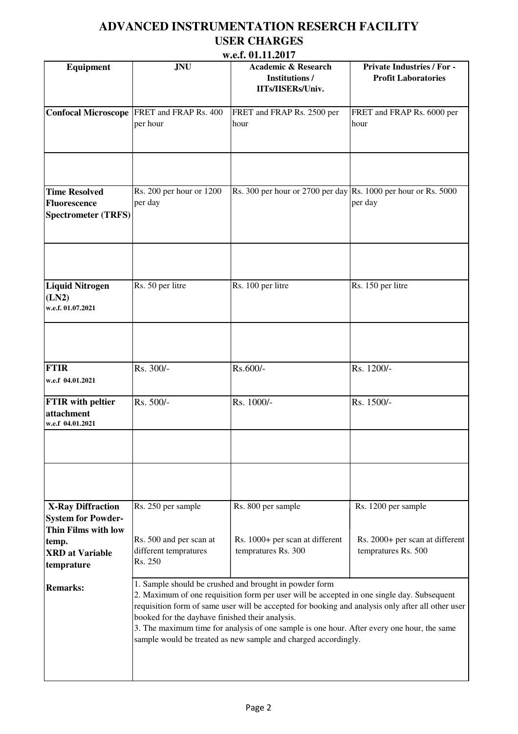# ADVANCED INSTRUMENTATION RESERCH FACILITY

## USER CHARGES

**w.e.f. 01.11.2017**

| Equipment | JNU | Academic & Research Institutions / IITs/IISERs/Univ. | Private Industries / For - Profit Laboratories |
|---|---|---|---|
| **Confocal Microscope** | FRET and FRAP Rs. 400 per hour | FRET and FRAP Rs. 2500 per hour | FRET and FRAP Rs. 6000 per hour |
| | | | |
| **Time Resolved Fluorescence Spectrometer (TRFS)** | Rs. 200 per hour or 1200 per day | Rs. 300 per hour or 2700 per day | Rs. 1000 per hour or Rs. 5000 per day |
| | | | |
| **Liquid Nitrogen (LN2)** w.e.f. 01.07.2021 | Rs. 50 per litre | Rs. 100 per litre | Rs. 150 per litre |
| | | | |
| **FTIR** w.e.f 04.01.2021 | Rs. 300/- | Rs.600/- | Rs. 1200/- |
| **FTIR with peltier attachment** w.e.f 04.01.2021 | Rs. 500/- | Rs. 1000/- | Rs. 1500/- |
| | | | |
| | | | |
| **X-Ray Diffraction System for Powder-Thin Films with low temp.** **XRD at Variable temprature** | Rs. 250 per sample<br><br>Rs. 500 and per scan at different tempratures Rs. 250 | Rs. 800 per sample<br><br>Rs. 1000+ per scan at different tempratures Rs. 300 | Rs. 1200 per sample<br><br>Rs. 2000+ per scan at different tempratures Rs. 500 |
| **Remarks:** | 1. Sample should be crushed and brought in powder form<br>2. Maximum of one requisition form per user will be accepted in one single day. Subsequent requisition form of same user will be accepted for booking and analysis only after all other user booked for the dayhave finished their analysis.<br>3. The maximum time for analysis of one sample is one hour. After every one hour, the same sample would be treated as new sample and charged accordingly. | | |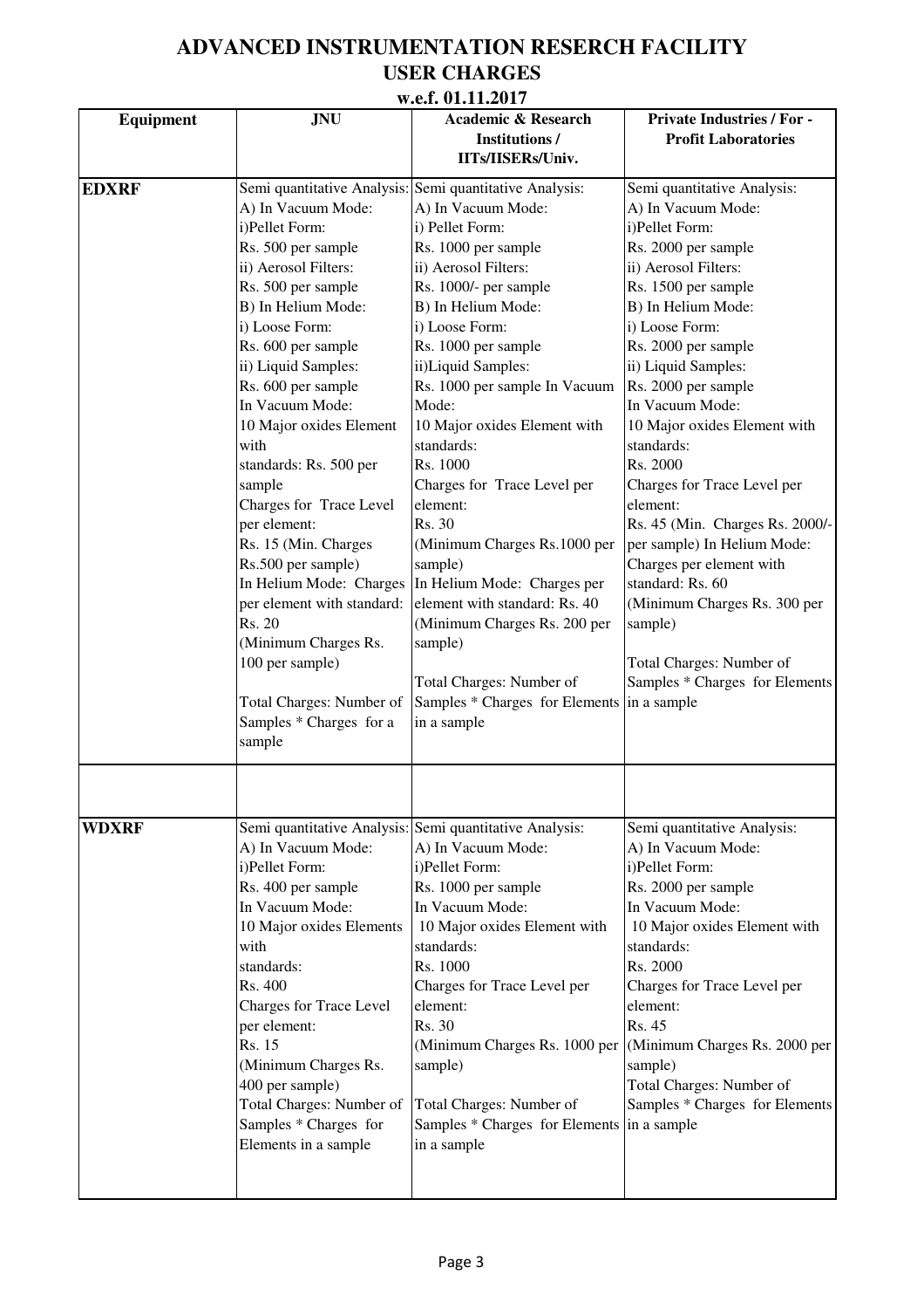# ADVANCED INSTRUMENTATION RESERCH FACILITY

## USER CHARGES

### w.e.f. 01.11.2017

| Equipment | JNU | Academic & Research Institutions / IITs/IISERs/Univ. | Private Industries / For - Profit Laboratories |
|---|---|---|---|
| **EDXRF** | Semi quantitative Analysis: A) In Vacuum Mode: i)Pellet Form: Rs. 500 per sample ii) Aerosol Filters: Rs. 500 per sample B) In Helium Mode: i) Loose Form: Rs. 600 per sample ii) Liquid Samples: Rs. 600 per sample In Vacuum Mode: 10 Major oxides Element with standards: Rs. 500 per sample Charges for Trace Level per element: Rs. 15 (Min. Charges Rs.500 per sample) In Helium Mode: Charges per element with standard: Rs. 20 (Minimum Charges Rs. 100 per sample) Total Charges: Number of Samples * Charges for a sample | Semi quantitative Analysis: A) In Vacuum Mode: i) Pellet Form: Rs. 1000 per sample ii) Aerosol Filters: Rs. 1000/- per sample B) In Helium Mode: i) Loose Form: Rs. 1000 per sample ii)Liquid Samples: Rs. 1000 per sample In Vacuum Mode: 10 Major oxides Element with standards: Rs. 1000 Charges for Trace Level per element: Rs. 30 (Minimum Charges Rs.1000 per sample) In Helium Mode: Charges per element with standard: Rs. 40 (Minimum Charges Rs. 200 per sample) Total Charges: Number of Samples * Charges for Elements in a sample | Semi quantitative Analysis: A) In Vacuum Mode: i)Pellet Form: Rs. 2000 per sample ii) Aerosol Filters: Rs. 1500 per sample B) In Helium Mode: i) Loose Form: Rs. 2000 per sample ii) Liquid Samples: Rs. 2000 per sample In Vacuum Mode: 10 Major oxides Element with standards: Rs. 2000 Charges for Trace Level per element: Rs. 45 (Min. Charges Rs. 2000/- per sample) In Helium Mode: Charges per element with standard: Rs. 60 (Minimum Charges Rs. 300 per sample) Total Charges: Number of Samples * Charges for Elements in a sample |
| | | | |
| **WDXRF** | Semi quantitative Analysis: A) In Vacuum Mode: i)Pellet Form: Rs. 400 per sample In Vacuum Mode: 10 Major oxides Elements with standards: Rs. 400 Charges for Trace Level per element: Rs. 15 (Minimum Charges Rs. 400 per sample) Total Charges: Number of Samples * Charges for Elements in a sample | Semi quantitative Analysis: A) In Vacuum Mode: i)Pellet Form: Rs. 1000 per sample In Vacuum Mode: 10 Major oxides Element with standards: Rs. 1000 Charges for Trace Level per element: Rs. 30 (Minimum Charges Rs. 1000 per sample) Total Charges: Number of Samples * Charges for Elements in a sample | Semi quantitative Analysis: A) In Vacuum Mode: i)Pellet Form: Rs. 2000 per sample In Vacuum Mode: 10 Major oxides Element with standards: Rs. 2000 Charges for Trace Level per element: Rs. 45 (Minimum Charges Rs. 2000 per sample) Total Charges: Number of Samples * Charges for Elements in a sample |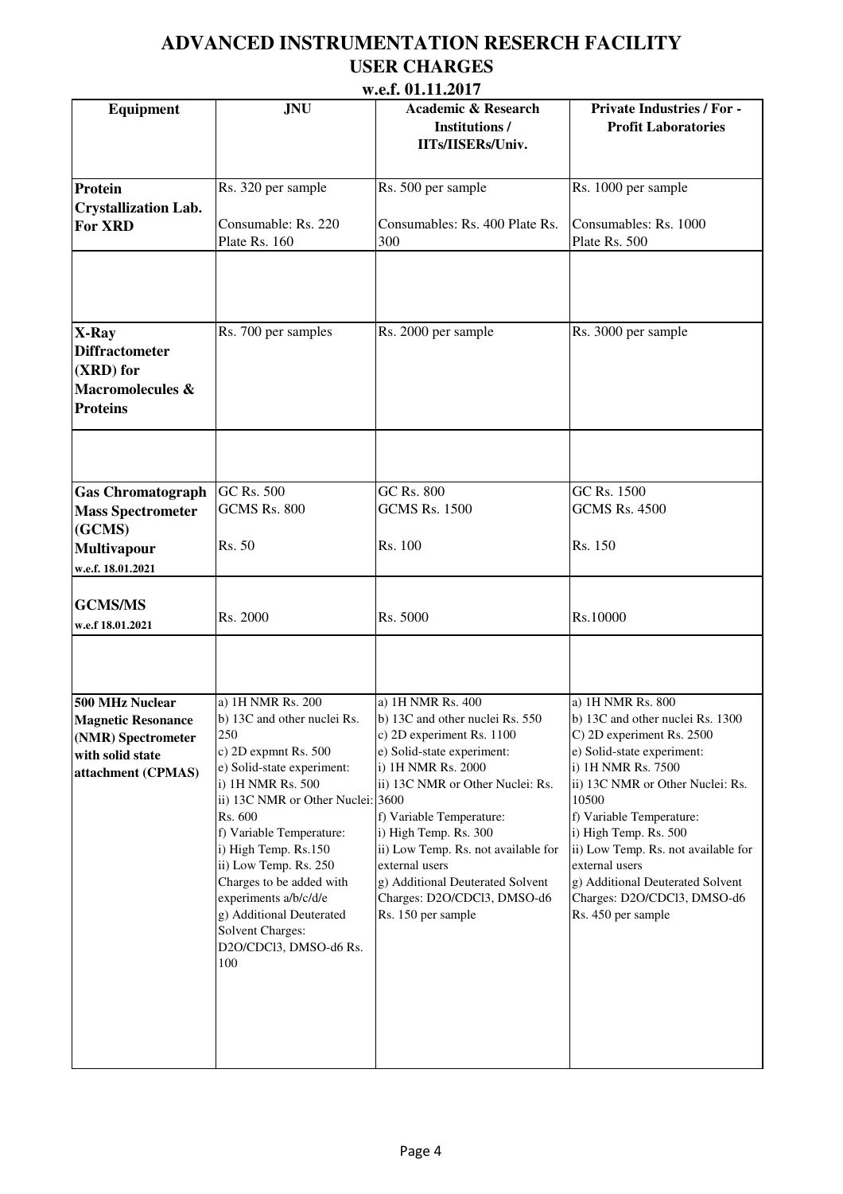# ADVANCED INSTRUMENTATION RESERCH FACILITY

## USER CHARGES

### w.e.f. 01.11.2017

| Equipment | JNU | Academic & Research Institutions / IITs/IISERs/Univ. | Private Industries / For - Profit Laboratories |
|---|---|---|---|
| **Protein Crystallization Lab. For XRD** | Rs. 320 per sample<br><br>Consumable: Rs. 220<br>Plate Rs. 160 | Rs. 500 per sample<br><br>Consumables: Rs. 400 Plate Rs. 300 | Rs. 1000 per sample<br><br>Consumables: Rs. 1000<br>Plate Rs. 500 |
| | | | |
| **X-Ray Diffractometer (XRD) for Macromolecules & Proteins** | Rs. 700 per samples | Rs. 2000 per sample | Rs. 3000 per sample |
| | | | |
| **Gas Chromatograph Mass Spectrometer (GCMS)**<br>**Multivapour**<br>**w.e.f. 18.01.2021** | GC Rs. 500<br>GCMS Rs. 800<br><br>Rs. 50 | GC Rs. 800<br>GCMS Rs. 1500<br><br>Rs. 100 | GC Rs. 1500<br>GCMS Rs. 4500<br><br>Rs. 150 |
| **GCMS/MS**<br>**w.e.f 18.01.2021** | Rs. 2000 | Rs. 5000 | Rs.10000 |
| | | | |
| **500 MHz Nuclear Magnetic Resonance (NMR) Spectrometer with solid state attachment (CPMAS)** | a) 1H NMR Rs. 200<br>b) 13C and other nuclei Rs. 250<br>c) 2D expmnt Rs. 500<br>e) Solid-state experiment:<br>i) 1H NMR Rs. 500<br>ii) 13C NMR or Other Nuclei: Rs. 600<br>f) Variable Temperature:<br>i) High Temp. Rs.150<br>ii) Low Temp. Rs. 250<br>Charges to be added with experiments a/b/c/d/e<br>g) Additional Deuterated Solvent Charges: D2O/CDCl3, DMSO-d6 Rs. 100 | a) 1H NMR Rs. 400<br>b) 13C and other nuclei Rs. 550<br>c) 2D experiment Rs. 1100<br>e) Solid-state experiment:<br>i) 1H NMR Rs. 2000<br>ii) 13C NMR or Other Nuclei: Rs. 3600<br>f) Variable Temperature:<br>i) High Temp. Rs. 300<br>ii) Low Temp. Rs. not available for external users<br>g) Additional Deuterated Solvent Charges: D2O/CDCl3, DMSO-d6 Rs. 150 per sample | a) 1H NMR Rs. 800<br>b) 13C and other nuclei Rs. 1300<br>C) 2D experiment Rs. 2500<br>e) Solid-state experiment:<br>i) 1H NMR Rs. 7500<br>ii) 13C NMR or Other Nuclei: Rs. 10500<br>f) Variable Temperature:<br>i) High Temp. Rs. 500<br>ii) Low Temp. Rs. not available for external users<br>g) Additional Deuterated Solvent Charges: D2O/CDCl3, DMSO-d6 Rs. 450 per sample |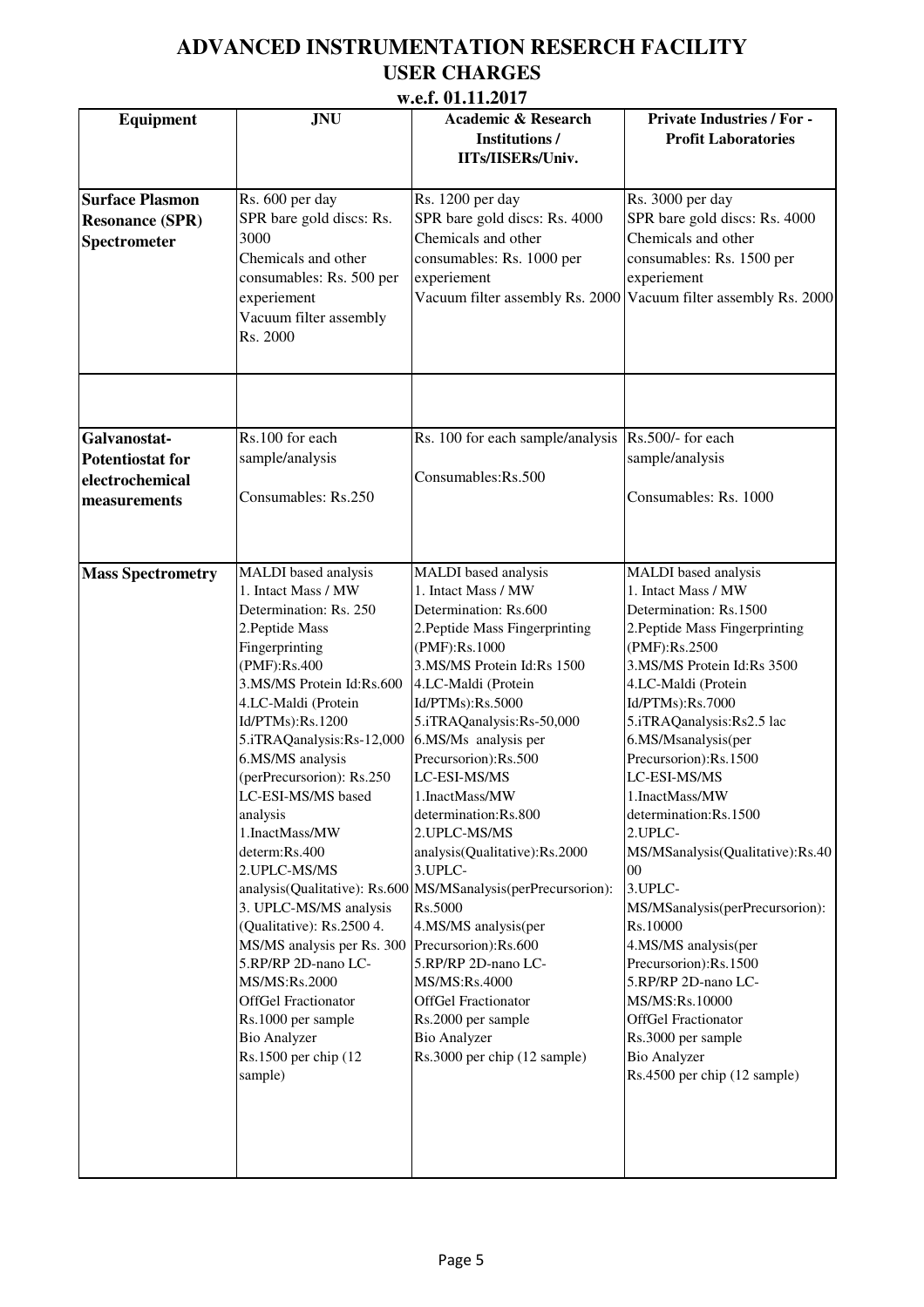# ADVANCED INSTRUMENTATION RESERCH FACILITY

## USER CHARGES

### w.e.f. 01.11.2017

| Equipment | JNU | Academic & Research Institutions / IITs/IISERs/Univ. | Private Industries / For - Profit Laboratories |
|---|---|---|---|
| **Surface Plasmon Resonance (SPR) Spectrometer** | Rs. 600 per day<br>SPR bare gold discs: Rs. 3000<br>Chemicals and other consumables: Rs. 500 per experiement<br>Vacuum filter assembly Rs. 2000 | Rs. 1200 per day<br>SPR bare gold discs: Rs. 4000<br>Chemicals and other consumables: Rs. 1000 per experiement<br>Vacuum filter assembly Rs. 2000 | Rs. 3000 per day<br>SPR bare gold discs: Rs. 4000<br>Chemicals and other consumables: Rs. 1500 per experiement<br>Vacuum filter assembly Rs. 2000 |
| | | | |
| **Galvanostat-Potentiostat for electrochemical measurements** | Rs.100 for each sample/analysis<br>Consumables: Rs.250 | Rs. 100 for each sample/analysis<br>Consumables:Rs.500 | Rs.500/- for each sample/analysis<br>Consumables: Rs. 1000 |
| **Mass Spectrometry** | MALDI based analysis<br>1. Intact Mass / MW Determination: Rs. 250<br>2.Peptide Mass Fingerprinting (PMF):Rs.400<br>3.MS/MS Protein Id:Rs.600<br>4.LC-Maldi (Protein Id/PTMs):Rs.1200<br>5.iTRAQanalysis:Rs-12,000<br>6.MS/MS analysis (perPrecursorion): Rs.250<br>LC-ESI-MS/MS based analysis<br>1.InactMass/MW determ:Rs.400<br>2.UPLC-MS/MS analysis(Qualitative): Rs.600<br>3. UPLC-MS/MS analysis (Qualitative): Rs.2500 4. MS/MS analysis per Rs. 300<br>5.RP/RP 2D-nano LC-MS/MS:Rs.2000<br>OffGel Fractionator Rs.1000 per sample<br>Bio Analyzer Rs.1500 per chip (12 sample) | MALDI based analysis<br>1. Intact Mass / MW Determination: Rs.600<br>2.Peptide Mass Fingerprinting (PMF):Rs.1000<br>3.MS/MS Protein Id:Rs 1500<br>4.LC-Maldi (Protein Id/PTMs):Rs.5000<br>5.iTRAQanalysis:Rs-50,000<br>6.MS/Ms analysis per Precursorion):Rs.500<br>LC-ESI-MS/MS<br>1.InactMass/MW determination:Rs.800<br>2.UPLC-MS/MS analysis(Qualitative):Rs.2000<br>3.UPLC-MS/MSanalysis(perPrecursorion): Rs.5000<br>4.MS/MS analysis(per Precursorion):Rs.600<br>5.RP/RP 2D-nano LC-MS/MS:Rs.4000<br>OffGel Fractionator Rs.2000 per sample<br>Bio Analyzer Rs.3000 per chip (12 sample) | MALDI based analysis<br>1. Intact Mass / MW Determination: Rs.1500<br>2.Peptide Mass Fingerprinting (PMF):Rs.2500<br>3.MS/MS Protein Id:Rs 3500<br>4.LC-Maldi (Protein Id/PTMs):Rs.7000<br>5.iTRAQanalysis:Rs2.5 lac<br>6.MS/Msanalysis(per Precursorion):Rs.1500<br>LC-ESI-MS/MS<br>1.InactMass/MW determination:Rs.1500<br>2.UPLC-MS/MSanalysis(Qualitative):Rs.4000<br>3.UPLC-MS/MSanalysis(perPrecursorion): Rs.10000<br>4.MS/MS analysis(per Precursorion):Rs.1500<br>5.RP/RP 2D-nano LC-MS/MS:Rs.10000<br>OffGel Fractionator Rs.3000 per sample<br>Bio Analyzer Rs.4500 per chip (12 sample) |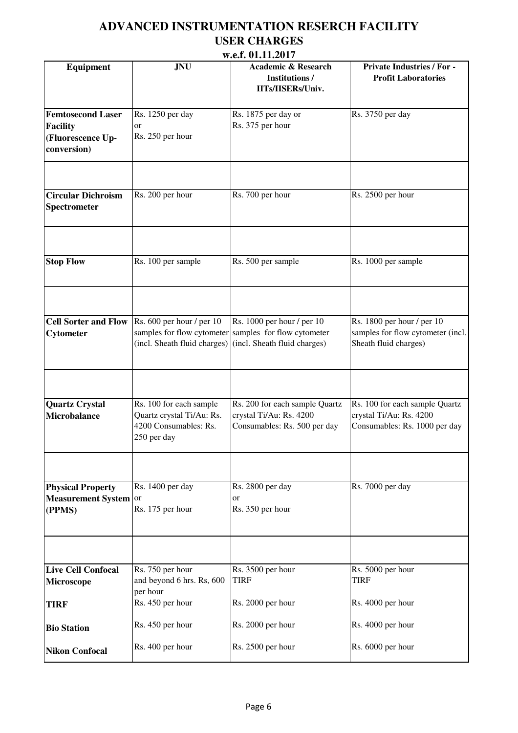# ADVANCED INSTRUMENTATION RESERCH FACILITY

## USER CHARGES

**w.e.f. 01.11.2017**

| Equipment | JNU | Academic & Research Institutions / IITs/IISERs/Univ. | Private Industries / For - Profit Laboratories |
|---|---|---|---|
| **Femtosecond Laser Facility (Fluorescence Up-conversion)** | Rs. 1250 per day or Rs. 250 per hour | Rs. 1875 per day or Rs. 375 per hour | Rs. 3750 per day |
| | | | |
| **Circular Dichroism Spectrometer** | Rs. 200 per hour | Rs. 700 per hour | Rs. 2500 per hour |
| | | | |
| **Stop Flow** | Rs. 100 per sample | Rs. 500 per sample | Rs. 1000 per sample |
| | | | |
| **Cell Sorter and Flow Cytometer** | Rs. 600 per hour / per 10 samples for flow cytometer (incl. Sheath fluid charges) | Rs. 1000 per hour / per 10 samples for flow cytometer (incl. Sheath fluid charges) | Rs. 1800 per hour / per 10 samples for flow cytometer (incl. Sheath fluid charges) |
| | | | |
| **Quartz Crystal Microbalance** | Rs. 100 for each sample Quartz crystal Ti/Au: Rs. 4200 Consumables: Rs. 250 per day | Rs. 200 for each sample Quartz crystal Ti/Au: Rs. 4200 Consumables: Rs. 500 per day | Rs. 100 for each sample Quartz crystal Ti/Au: Rs. 4200 Consumables: Rs. 1000 per day |
| | | | |
| **Physical Property Measurement System (PPMS)** | Rs. 1400 per day or Rs. 175 per hour | Rs. 2800 per day or Rs. 350 per hour | Rs. 7000 per day |
| | | | |
| **Live Cell Confocal Microscope** | Rs. 750 per hour and beyond 6 hrs. Rs, 600 per hour | Rs. 3500 per hour TIRF | Rs. 5000 per hour TIRF |
| **TIRF** | Rs. 450 per hour | Rs. 2000 per hour | Rs. 4000 per hour |
| **Bio Station** | Rs. 450 per hour | Rs. 2000 per hour | Rs. 4000 per hour |
| **Nikon Confocal** | Rs. 400 per hour | Rs. 2500 per hour | Rs. 6000 per hour |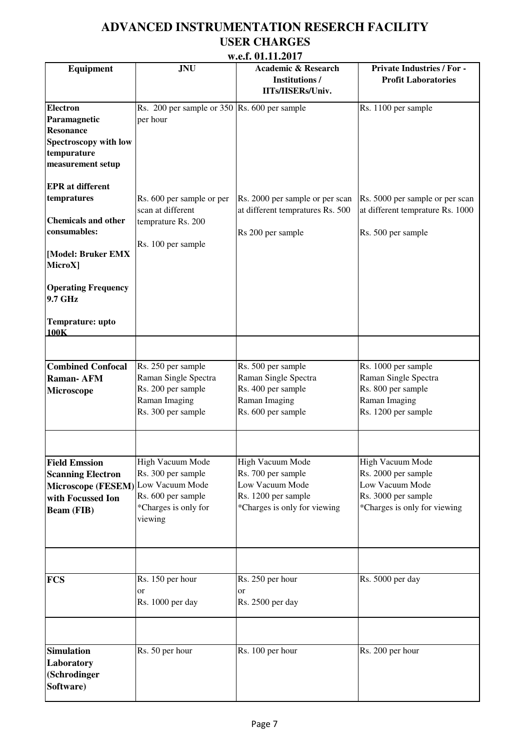# ADVANCED INSTRUMENTATION RESERCH FACILITY

## USER CHARGES

### w.e.f. 01.11.2017

| Equipment | JNU | Academic & Research Institutions / IITs/IISERs/Univ. | Private Industries / For - Profit Laboratories |
|---|---|---|---|
| **Electron Paramagnetic Resonance Spectroscopy with low tempurature measurement setup** | Rs. 200 per sample or 350 per hour | Rs. 600 per sample | Rs. 1100 per sample |
| **EPR at different tempratures** | Rs. 600 per sample or per scan at different temprature Rs. 200 | Rs. 2000 per sample or per scan at different tempratures Rs. 500 | Rs. 5000 per sample or per scan at different temprature Rs. 1000 |
| **Chemicals and other consumables:** | Rs. 100 per sample | Rs 200 per sample | Rs. 500 per sample |
| **[Model: Bruker EMX MicroX]** **Operating Frequency 9.7 GHz** **Temprature: upto 100K** | | | |
| | | | |
| **Combined Confocal Raman- AFM Microscope** | Rs. 250 per sample<br>Raman Single Spectra<br>Rs. 200 per sample<br>Raman Imaging<br>Rs. 300 per sample | Rs. 500 per sample<br>Raman Single Spectra<br>Rs. 400 per sample<br>Raman Imaging<br>Rs. 600 per sample | Rs. 1000 per sample<br>Raman Single Spectra<br>Rs. 800 per sample<br>Raman Imaging<br>Rs. 1200 per sample |
| | | | |
| **Field Emssion Scanning Electron Microscope (FESEM) with Focussed Ion Beam (FIB)** | High Vacuum Mode<br>Rs. 300 per sample<br>Low Vacuum Mode<br>Rs. 600 per sample<br>*Charges is only for viewing | High Vacuum Mode<br>Rs. 700 per sample<br>Low Vacuum Mode<br>Rs. 1200 per sample<br>*Charges is only for viewing | High Vacuum Mode<br>Rs. 2000 per sample<br>Low Vacuum Mode<br>Rs. 3000 per sample<br>*Charges is only for viewing |
| | | | |
| **FCS** | Rs. 150 per hour<br>or<br>Rs. 1000 per day | Rs. 250 per hour<br>or<br>Rs. 2500 per day | Rs. 5000 per day |
| | | | |
| **Simulation Laboratory (Schrodinger Software)** | Rs. 50 per hour | Rs. 100 per hour | Rs. 200 per hour |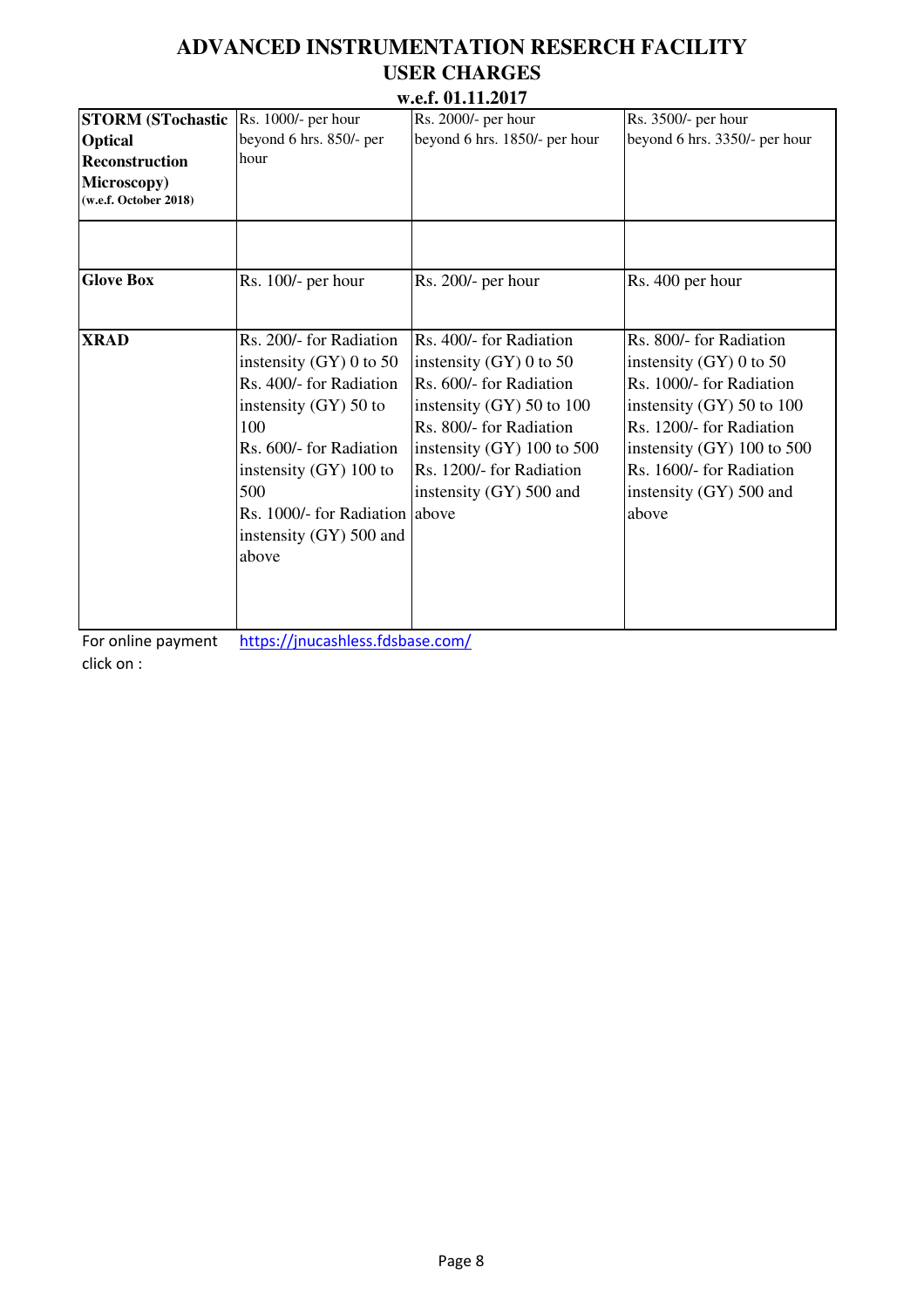# ADVANCED INSTRUMENTATION RESERCH FACILITY

## USER CHARGES

**w.e.f. 01.11.2017**

| | | | |
|---|---|---|---|
| **STORM (STochastic Optical Reconstruction Microscopy)** **(w.e.f. October 2018)** | Rs. 1000/- per hour beyond 6 hrs. 850/- per hour | Rs. 2000/- per hour beyond 6 hrs. 1850/- per hour | Rs. 3500/- per hour beyond 6 hrs. 3350/- per hour |
| | | | |
| **Glove Box** | Rs. 100/- per hour | Rs. 200/- per hour | Rs. 400 per hour |
| **XRAD** | Rs. 200/- for Radiation instensity (GY) 0 to 50<br>Rs. 400/- for Radiation instensity (GY) 50 to 100<br>Rs. 600/- for Radiation instensity (GY) 100 to 500<br>Rs. 1000/- for Radiation instensity (GY) 500 and above | Rs. 400/- for Radiation instensity (GY) 0 to 50<br>Rs. 600/- for Radiation instensity (GY) 50 to 100<br>Rs. 800/- for Radiation instensity (GY) 100 to 500<br>Rs. 1200/- for Radiation instensity (GY) 500 and above | Rs. 800/- for Radiation instensity (GY) 0 to 50<br>Rs. 1000/- for Radiation instensity (GY) 50 to 100<br>Rs. 1200/- for Radiation instensity (GY) 100 to 500<br>Rs. 1600/- for Radiation instensity (GY) 500 and above |

For online payment click on : https://jnucashless.fdsbase.com/